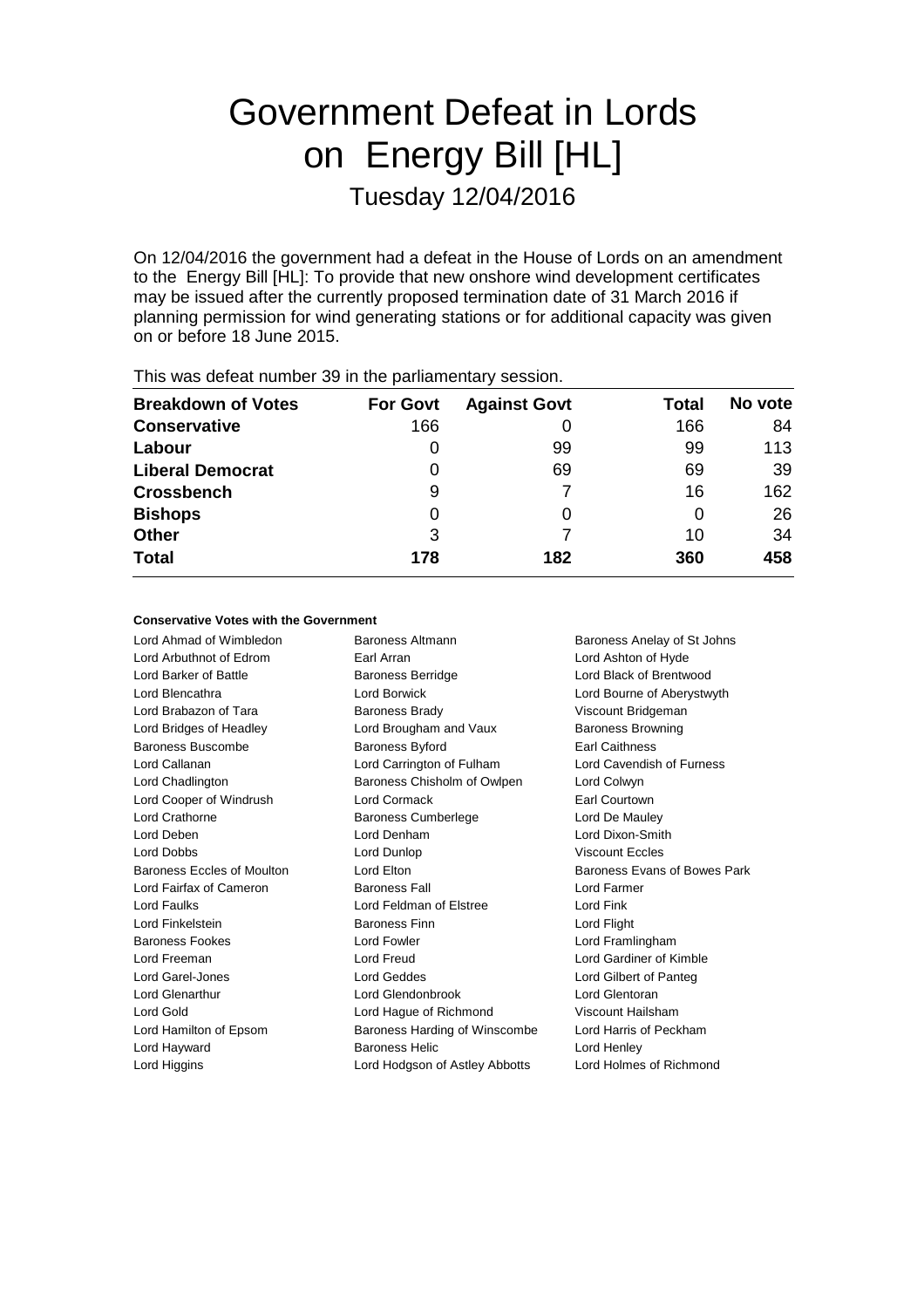# Government Defeat in Lords on Energy Bill [HL]

## Tuesday 12/04/2016

On 12/04/2016 the government had a defeat in the House of Lords on an amendment to the Energy Bill [HL]: To provide that new onshore wind development certificates may be issued after the currently proposed termination date of 31 March 2016 if planning permission for wind generating stations or for additional capacity was given on or before 18 June 2015.

This was defeat number 39 in the parliamentary session.

| Breakdown of Votes | For Govt | Against Govt | Total | No vote |
|---|---|---|---|---|
| **Conservative** | 166 | 0 | 166 | 84 |
| **Labour** | 0 | 99 | 99 | 113 |
| **Liberal Democrat** | 0 | 69 | 69 | 39 |
| **Crossbench** | 9 | 7 | 16 | 162 |
| **Bishops** | 0 | 0 | 0 | 26 |
| **Other** | 3 | 7 | 10 | 34 |
| **Total** | **178** | **182** | **360** | **458** |

#### Conservative Votes with the Government

| | | |
|---|---|---|
| Lord Ahmad of Wimbledon | Baroness Altmann | Baroness Anelay of St Johns |
| Lord Arbuthnot of Edrom | Earl Arran | Lord Ashton of Hyde |
| Lord Barker of Battle | Baroness Berridge | Lord Black of Brentwood |
| Lord Blencathra | Lord Borwick | Lord Bourne of Aberystwyth |
| Lord Brabazon of Tara | Baroness Brady | Viscount Bridgeman |
| Lord Bridges of Headley | Lord Brougham and Vaux | Baroness Browning |
| Baroness Buscombe | Baroness Byford | Earl Caithness |
| Lord Callanan | Lord Carrington of Fulham | Lord Cavendish of Furness |
| Lord Chadlington | Baroness Chisholm of Owlpen | Lord Colwyn |
| Lord Cooper of Windrush | Lord Cormack | Earl Courtown |
| Lord Crathorne | Baroness Cumberlege | Lord De Mauley |
| Lord Deben | Lord Denham | Lord Dixon-Smith |
| Lord Dobbs | Lord Dunlop | Viscount Eccles |
| Baroness Eccles of Moulton | Lord Elton | Baroness Evans of Bowes Park |
| Lord Fairfax of Cameron | Baroness Fall | Lord Farmer |
| Lord Faulks | Lord Feldman of Elstree | Lord Fink |
| Lord Finkelstein | Baroness Finn | Lord Flight |
| Baroness Fookes | Lord Fowler | Lord Framlingham |
| Lord Freeman | Lord Freud | Lord Gardiner of Kimble |
| Lord Garel-Jones | Lord Geddes | Lord Gilbert of Panteg |
| Lord Glenarthur | Lord Glendonbrook | Lord Glentoran |
| Lord Gold | Lord Hague of Richmond | Viscount Hailsham |
| Lord Hamilton of Epsom | Baroness Harding of Winscombe | Lord Harris of Peckham |
| Lord Hayward | Baroness Helic | Lord Henley |
| Lord Higgins | Lord Hodgson of Astley Abbotts | Lord Holmes of Richmond |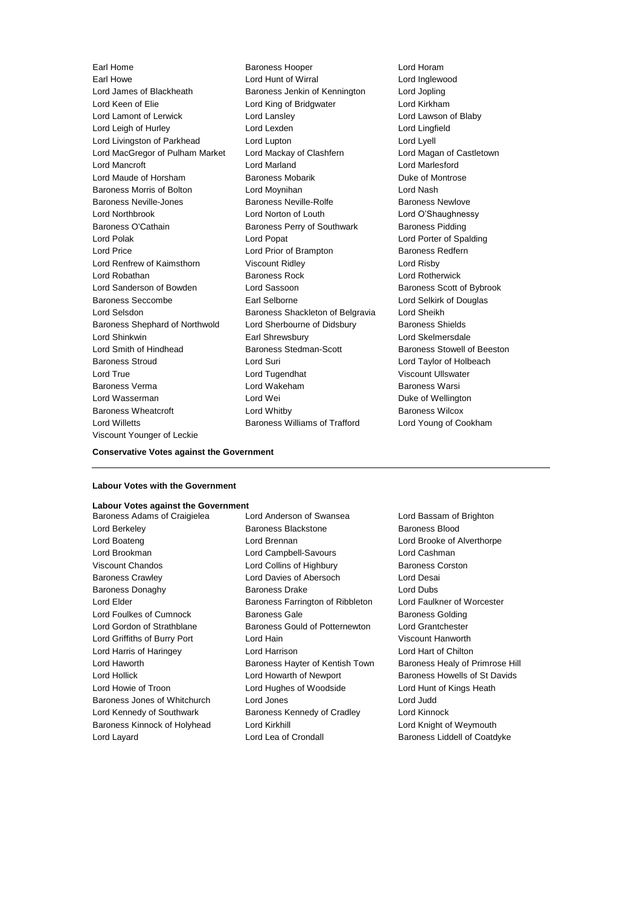Earl Home
Baroness Hooper
Lord Horam
Earl Howe
Lord Hunt of Wirral
Lord Inglewood
Lord James of Blackheath
Baroness Jenkin of Kennington
Lord Jopling
Lord Keen of Elie
Lord King of Bridgwater
Lord Kirkham
Lord Lamont of Lerwick
Lord Lansley
Lord Lawson of Blaby
Lord Leigh of Hurley
Lord Lexden
Lord Lingfield
Lord Livingston of Parkhead
Lord Lupton
Lord Lyell
Lord MacGregor of Pulham Market
Lord Mackay of Clashfern
Lord Magan of Castletown
Lord Mancroft
Lord Marland
Lord Marlesford
Lord Maude of Horsham
Baroness Mobarik
Duke of Montrose
Baroness Morris of Bolton
Lord Moynihan
Lord Nash
Baroness Neville-Jones
Baroness Neville-Rolfe
Baroness Newlove
Lord Northbrook
Lord Norton of Louth
Lord O'Shaughnessy
Baroness O'Cathain
Baroness Perry of Southwark
Baroness Pidding
Lord Polak
Lord Popat
Lord Porter of Spalding
Lord Price
Lord Prior of Brampton
Baroness Redfern
Lord Renfrew of Kaimsthorn
Viscount Ridley
Lord Risby
Lord Robathan
Baroness Rock
Lord Rotherwick
Lord Sanderson of Bowden
Lord Sassoon
Baroness Scott of Bybrook
Baroness Seccombe
Earl Selborne
Lord Selkirk of Douglas
Lord Selsdon
Baroness Shackleton of Belgravia
Lord Sheikh
Baroness Shephard of Northwold
Lord Sherbourne of Didsbury
Baroness Shields
Lord Shinkwin
Earl Shrewsbury
Lord Skelmersdale
Lord Smith of Hindhead
Baroness Stedman-Scott
Baroness Stowell of Beeston
Baroness Stroud
Lord Suri
Lord Taylor of Holbeach
Lord True
Lord Tugendhat
Viscount Ullswater
Baroness Verma
Lord Wakeham
Baroness Warsi
Lord Wasserman
Lord Wei
Duke of Wellington
Baroness Wheatcroft
Lord Whitby
Baroness Wilcox
Lord Willetts
Baroness Williams of Trafford
Lord Young of Cookham
Viscount Younger of Leckie

**Conservative Votes against the Government**

---

**Labour Votes with the Government**

**Labour Votes against the Government**

Baroness Adams of Craigielea
Lord Anderson of Swansea
Lord Bassam of Brighton
Lord Berkeley
Baroness Blackstone
Baroness Blood
Lord Boateng
Lord Brennan
Lord Brooke of Alverthorpe
Lord Brookman
Lord Campbell-Savours
Lord Cashman
Viscount Chandos
Lord Collins of Highbury
Baroness Corston
Baroness Crawley
Lord Davies of Abersoch
Lord Desai
Baroness Donaghy
Baroness Drake
Lord Dubs
Lord Elder
Baroness Farrington of Ribbleton
Lord Faulkner of Worcester
Lord Foulkes of Cumnock
Baroness Gale
Baroness Golding
Lord Gordon of Strathblane
Baroness Gould of Potternewton
Lord Grantchester
Lord Griffiths of Burry Port
Lord Hain
Viscount Hanworth
Lord Harris of Haringey
Lord Harrison
Lord Hart of Chilton
Lord Haworth
Baroness Hayter of Kentish Town
Baroness Healy of Primrose Hill
Lord Hollick
Lord Howarth of Newport
Baroness Howells of St Davids
Lord Howie of Troon
Lord Hughes of Woodside
Lord Hunt of Kings Heath
Baroness Jones of Whitchurch
Lord Jones
Lord Judd
Lord Kennedy of Southwark
Baroness Kennedy of Cradley
Lord Kinnock
Baroness Kinnock of Holyhead
Lord Kirkhill
Lord Knight of Weymouth
Lord Layard
Lord Lea of Crondall
Baroness Liddell of Coatdyke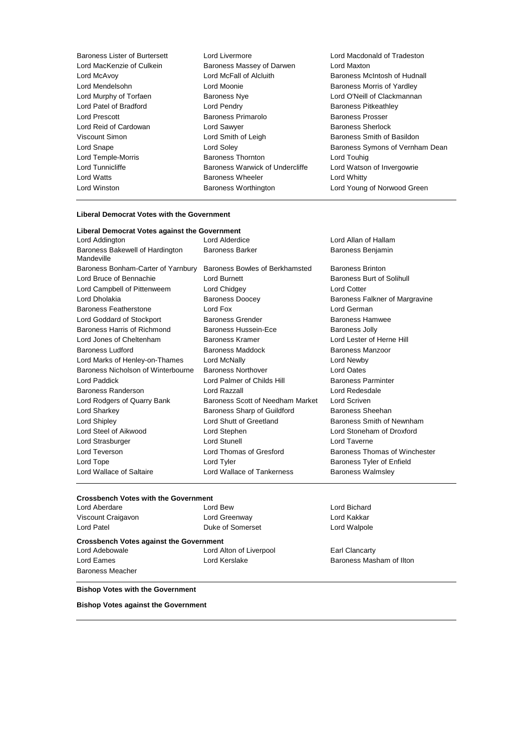Baroness Lister of Burtersett | Lord Livermore | Lord Macdonald of Tradeston
Lord MacKenzie of Culkein | Baroness Massey of Darwen | Lord Maxton
Lord McAvoy | Lord McFall of Alcluith | Baroness McIntosh of Hudnall
Lord Mendelsohn | Lord Moonie | Baroness Morris of Yardley
Lord Murphy of Torfaen | Baroness Nye | Lord O'Neill of Clackmannan
Lord Patel of Bradford | Lord Pendry | Baroness Pitkeathley
Lord Prescott | Baroness Primarolo | Baroness Prosser
Lord Reid of Cardowan | Lord Sawyer | Baroness Sherlock
Viscount Simon | Lord Smith of Leigh | Baroness Smith of Basildon
Lord Snape | Lord Soley | Baroness Symons of Vernham Dean
Lord Temple-Morris | Baroness Thornton | Lord Touhig
Lord Tunnicliffe | Baroness Warwick of Undercliffe | Lord Watson of Invergowrie
Lord Watts | Baroness Wheeler | Lord Whitty
Lord Winston | Baroness Worthington | Lord Young of Norwood Green

**Liberal Democrat Votes with the Government**

**Liberal Democrat Votes against the Government**

Lord Addington | Lord Alderdice | Lord Allan of Hallam
Baroness Bakewell of Hardington Mandeville | Baroness Barker | Baroness Benjamin
Baroness Bonham-Carter of Yarnbury | Baroness Bowles of Berkhamsted | Baroness Brinton
Lord Bruce of Bennachie | Lord Burnett | Baroness Burt of Solihull
Lord Campbell of Pittenweem | Lord Chidgey | Lord Cotter
Lord Dholakia | Baroness Doocey | Baroness Falkner of Margravine
Baroness Featherstone | Lord Fox | Lord German
Lord Goddard of Stockport | Baroness Grender | Baroness Hamwee
Baroness Harris of Richmond | Baroness Hussein-Ece | Baroness Jolly
Lord Jones of Cheltenham | Baroness Kramer | Lord Lester of Herne Hill
Baroness Ludford | Baroness Maddock | Baroness Manzoor
Lord Marks of Henley-on-Thames | Lord McNally | Lord Newby
Baroness Nicholson of Winterbourne | Baroness Northover | Lord Oates
Lord Paddick | Lord Palmer of Childs Hill | Baroness Parminter
Baroness Randerson | Lord Razzall | Lord Redesdale
Lord Rodgers of Quarry Bank | Baroness Scott of Needham Market | Lord Scriven
Lord Sharkey | Baroness Sharp of Guildford | Baroness Sheehan
Lord Shipley | Lord Shutt of Greetland | Baroness Smith of Newnham
Lord Steel of Aikwood | Lord Stephen | Lord Stoneham of Droxford
Lord Strasburger | Lord Stunell | Lord Taverne
Lord Teverson | Lord Thomas of Gresford | Baroness Thomas of Winchester
Lord Tope | Lord Tyler | Baroness Tyler of Enfield
Lord Wallace of Saltaire | Lord Wallace of Tankerness | Baroness Walmsley

**Crossbench Votes with the Government**

Lord Aberdare | Lord Bew | Lord Bichard
Viscount Craigavon | Lord Greenway | Lord Kakkar
Lord Patel | Duke of Somerset | Lord Walpole

**Crossbench Votes against the Government**

Lord Adebowale | Lord Alton of Liverpool | Earl Clancarty
Lord Eames | Lord Kerslake | Baroness Masham of Ilton
Baroness Meacher

**Bishop Votes with the Government**

**Bishop Votes against the Government**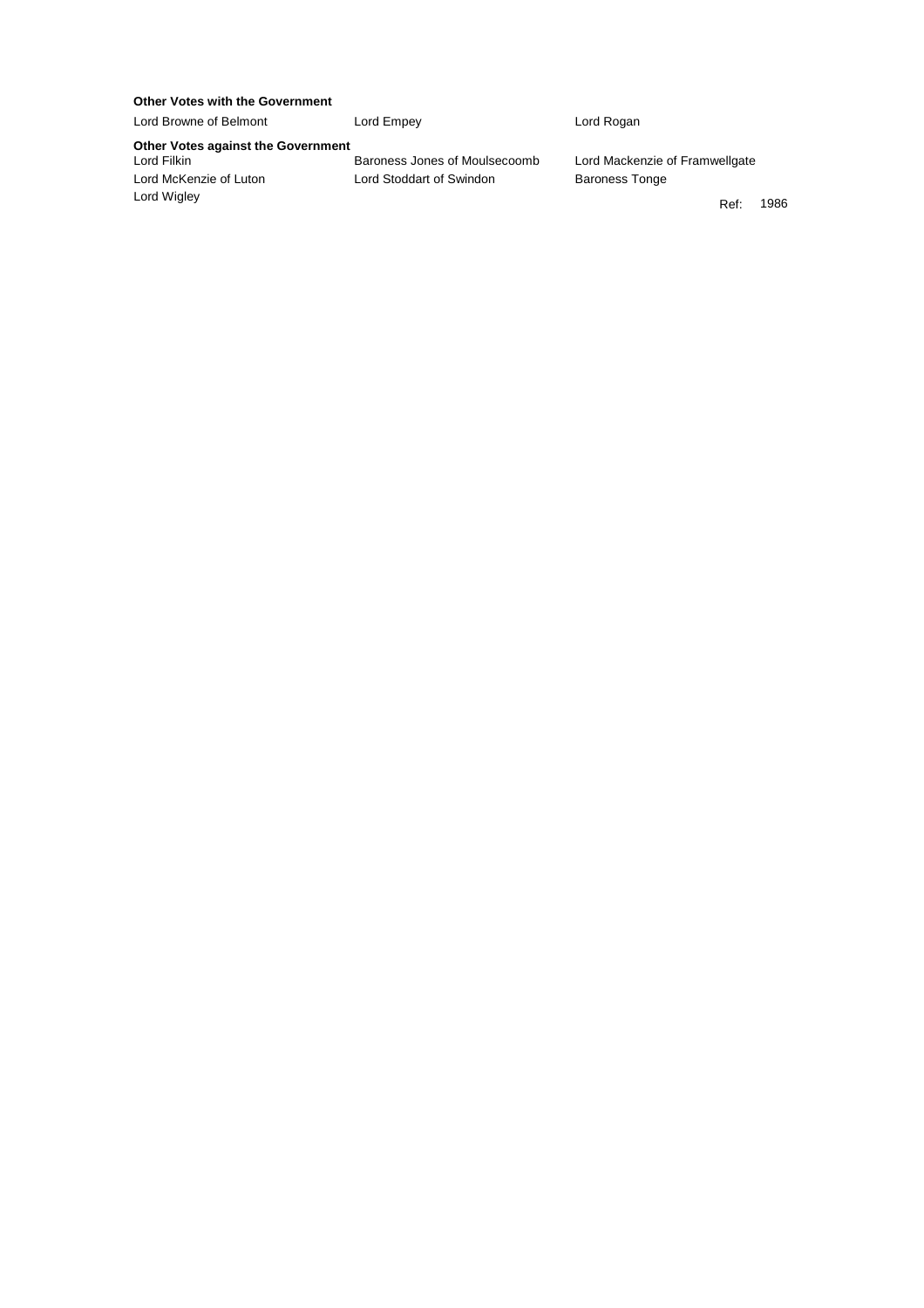**Other Votes with the Government**

| | | |
|---|---|---|
| Lord Browne of Belmont | Lord Empey | Lord Rogan |

**Other Votes against the Government**

| | | |
|---|---|---|
| Lord Filkin | Baroness Jones of Moulsecoomb | Lord Mackenzie of Framwellgate |
| Lord McKenzie of Luton | Lord Stoddart of Swindon | Baroness Tonge |
| Lord Wigley | | |

Ref: 1986